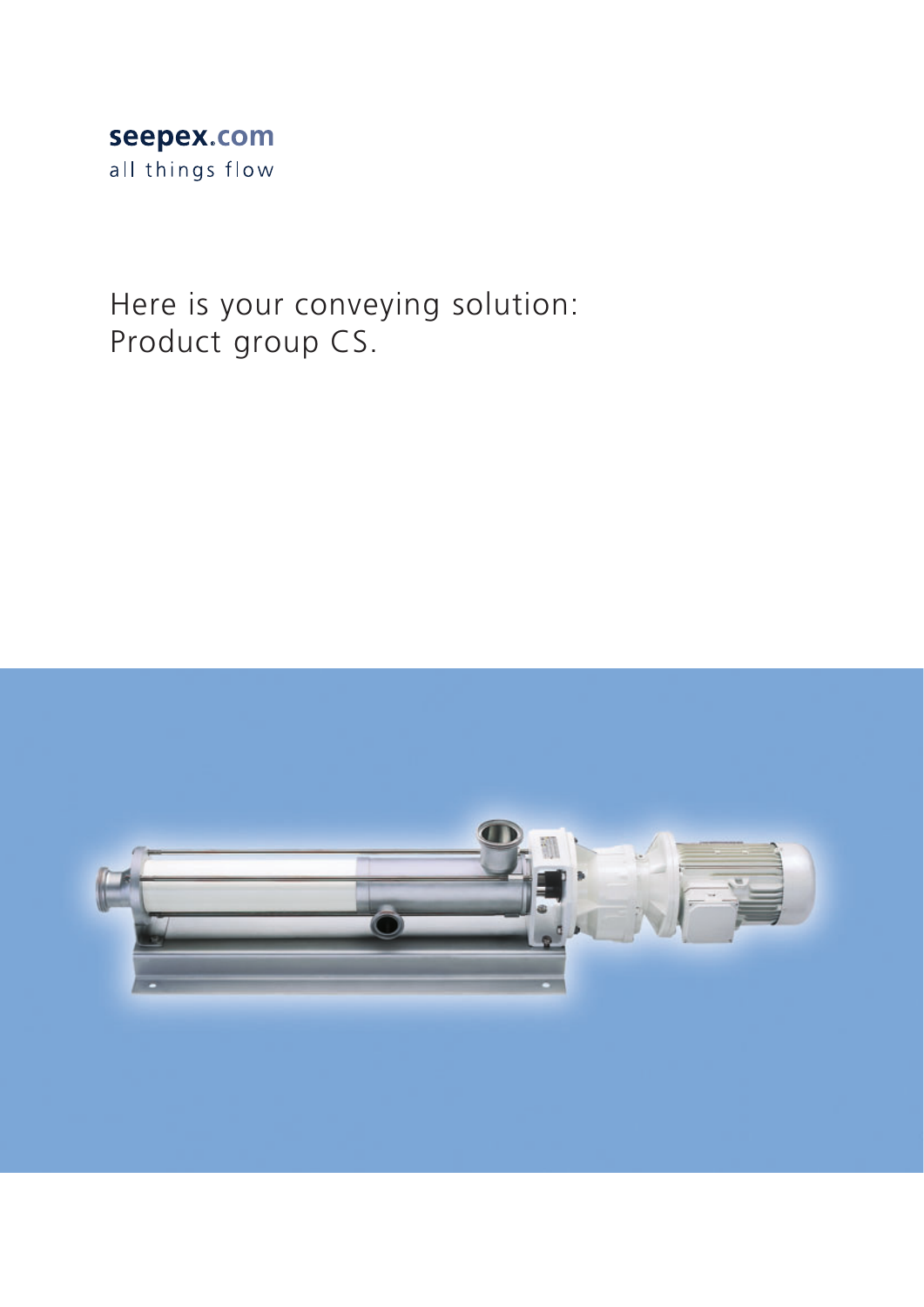seepex.com

all things flow

# Here is your conveying solution: Product group CS.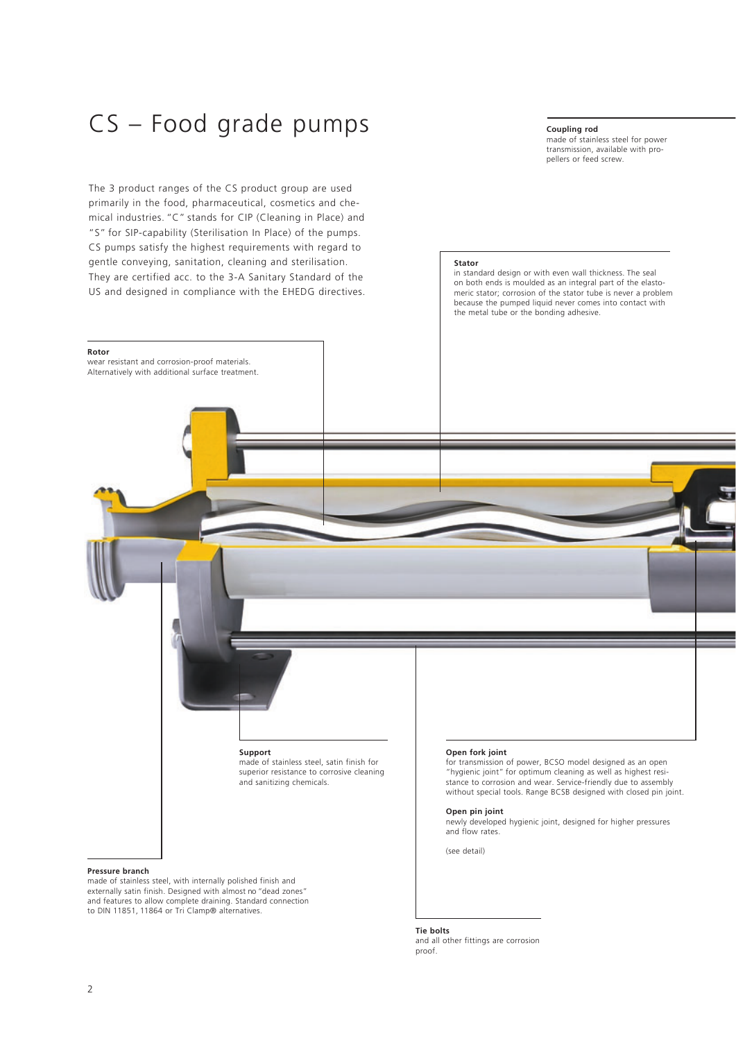# CS – Food grade pumps

The 3 product ranges of the CS product group are used primarily in the food, pharmaceutical, cosmetics and chemical industries. "C" stands for CIP (Cleaning in Place) and "S" for SIP-capability (Sterilisation In Place) of the pumps. CS pumps satisfy the highest requirements with regard to gentle conveying, sanitation, cleaning and sterilisation. They are certified acc. to the 3-A Sanitary Standard of the US and designed in compliance with the EHEDG directives.

**Coupling rod**
made of stainless steel for power transmission, available with propellers or feed screw.

**Stator**
in standard design or with even wall thickness. The seal on both ends is moulded as an integral part of the elastomeric stator; corrosion of the stator tube is never a problem because the pumped liquid never comes into contact with the metal tube or the bonding adhesive.

**Rotor**
wear resistant and corrosion-proof materials. Alternatively with additional surface treatment.

**Support**
made of stainless steel, satin finish for superior resistance to corrosive cleaning and sanitizing chemicals.

**Open fork joint**
for transmission of power, BCSO model designed as an open "hygienic joint" for optimum cleaning as well as highest resistance to corrosion and wear. Service-friendly due to assembly without special tools. Range BCSB designed with closed pin joint.

**Open pin joint**
newly developed hygienic joint, designed for higher pressures and flow rates.

(see detail)

**Pressure branch**
made of stainless steel, with internally polished finish and externally satin finish. Designed with almost no "dead zones" and features to allow complete draining. Standard connection to DIN 11851, 11864 or Tri Clamp® alternatives.

**Tie bolts**
and all other fittings are corrosion proof.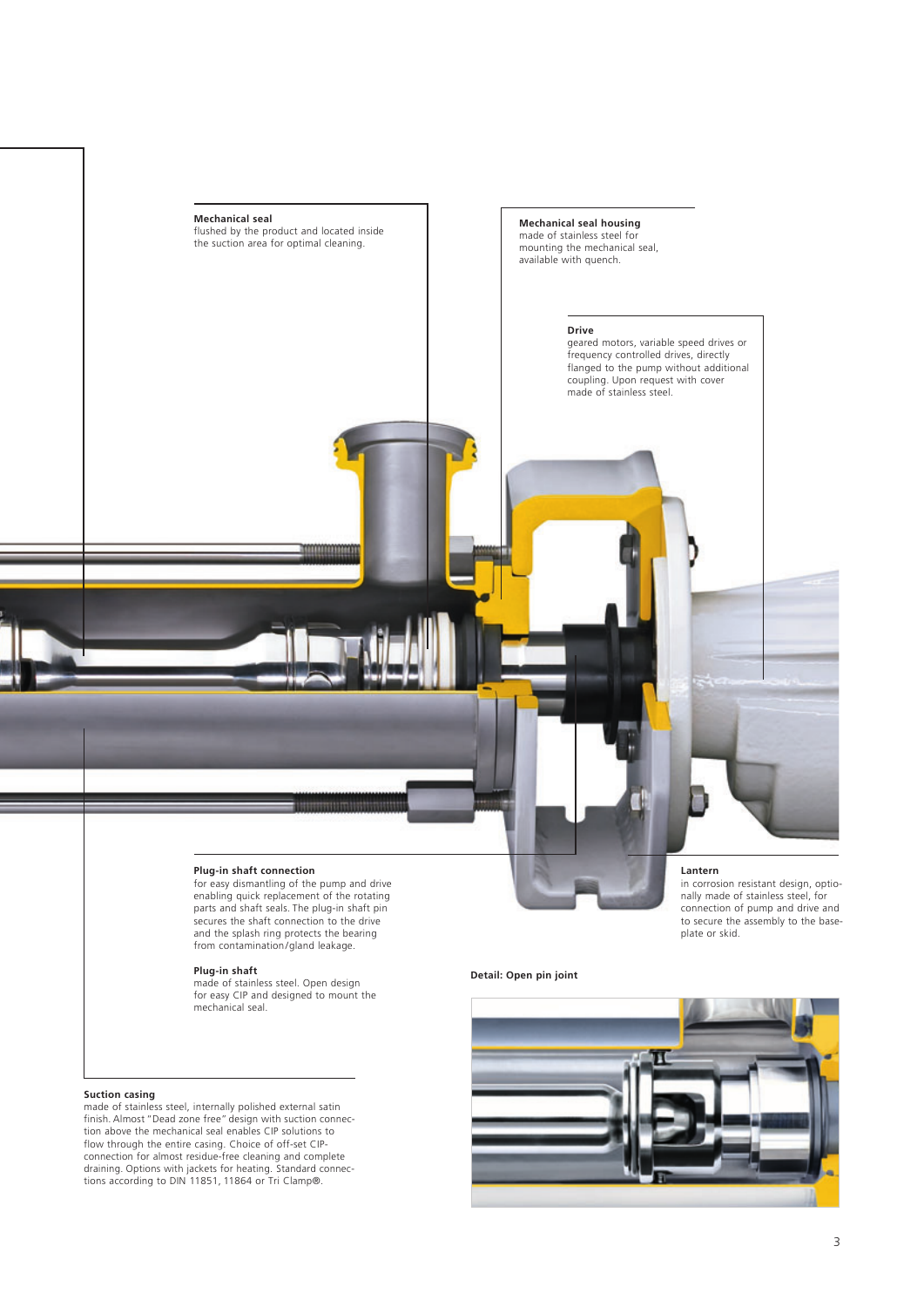**Mechanical seal**
flushed by the product and located inside the suction area for optimal cleaning.

**Mechanical seal housing**
made of stainless steel for mounting the mechanical seal, available with quench.

**Drive**
geared motors, variable speed drives or frequency controlled drives, directly flanged to the pump without additional coupling. Upon request with cover made of stainless steel.

**Plug-in shaft connection**
for easy dismantling of the pump and drive enabling quick replacement of the rotating parts and shaft seals. The plug-in shaft pin secures the shaft connection to the drive and the splash ring protects the bearing from contamination/gland leakage.

**Lantern**
in corrosion resistant design, optionally made of stainless steel, for connection of pump and drive and to secure the assembly to the baseplate or skid.

**Plug-in shaft**
made of stainless steel. Open design for easy CIP and designed to mount the mechanical seal.

**Detail: Open pin joint**

**Suction casing**
made of stainless steel, internally polished external satin finish. Almost "Dead zone free" design with suction connection above the mechanical seal enables CIP solutions to flow through the entire casing. Choice of off-set CIP-connection for almost residue-free cleaning and complete draining. Options with jackets for heating. Standard connections according to DIN 11851, 11864 or Tri Clamp®.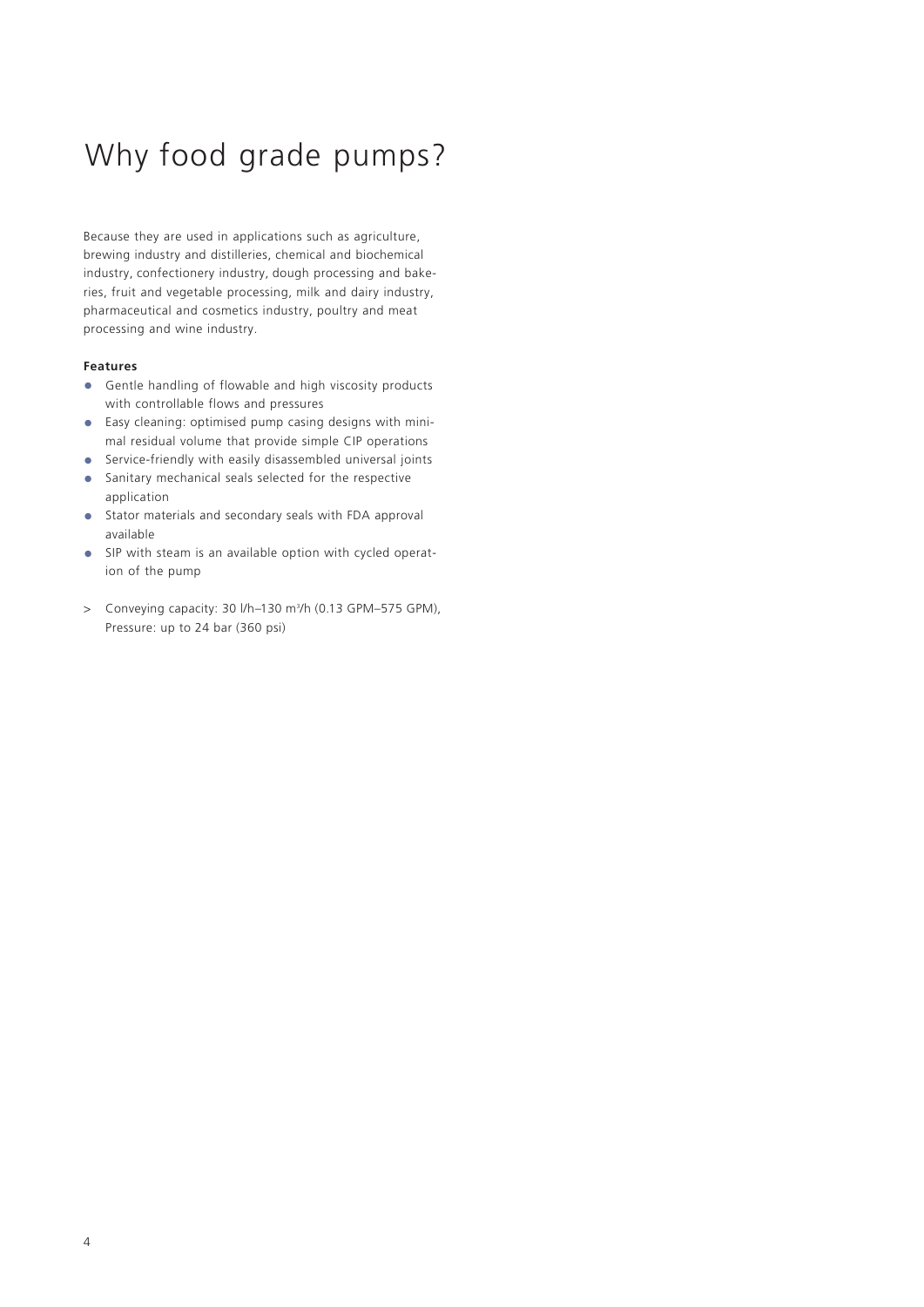# Why food grade pumps?

Because they are used in applications such as agriculture, brewing industry and distilleries, chemical and biochemical industry, confectionery industry, dough processing and bakeries, fruit and vegetable processing, milk and dairy industry, pharmaceutical and cosmetics industry, poultry and meat processing and wine industry.

**Features**

- Gentle handling of flowable and high viscosity products with controllable flows and pressures
- Easy cleaning: optimised pump casing designs with minimal residual volume that provide simple CIP operations
- Service-friendly with easily disassembled universal joints
- Sanitary mechanical seals selected for the respective application
- Stator materials and secondary seals with FDA approval available
- SIP with steam is an available option with cycled operation of the pump

> Conveying capacity: 30 l/h–130 m$^3$/h (0.13 GPM–575 GPM), Pressure: up to 24 bar (360 psi)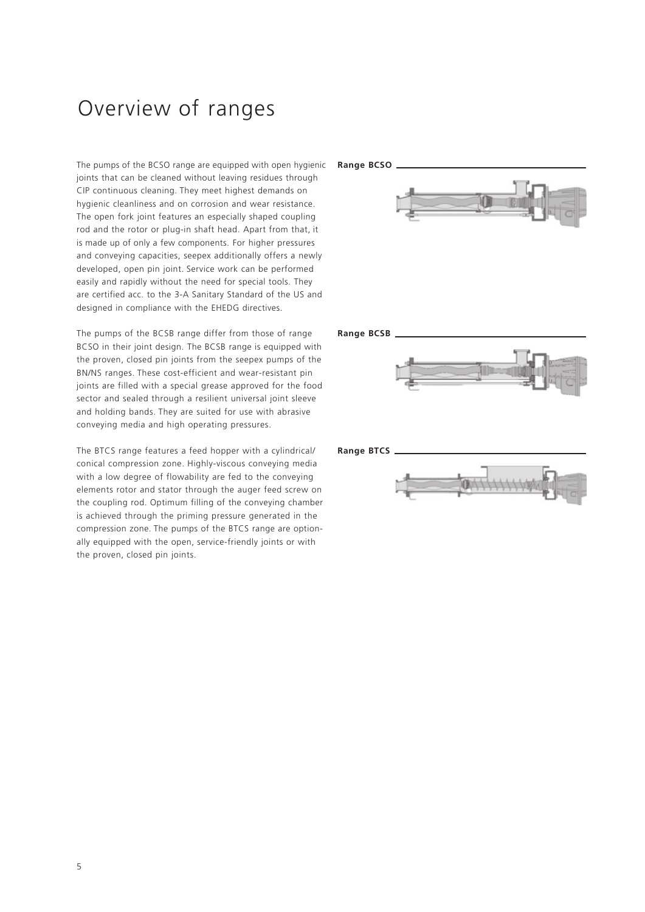# Overview of ranges

The pumps of the BCSO range are equipped with open hygienic joints that can be cleaned without leaving residues through CIP continuous cleaning. They meet highest demands on hygienic cleanliness and on corrosion and wear resistance. The open fork joint features an especially shaped coupling rod and the rotor or plug-in shaft head. Apart from that, it is made up of only a few components. For higher pressures and conveying capacities, seepex additionally offers a newly developed, open pin joint. Service work can be performed easily and rapidly without the need for special tools. They are certified acc. to the 3-A Sanitary Standard of the US and designed in compliance with the EHEDG directives.

**Range BCSO**

The pumps of the BCSB range differ from those of range BCSO in their joint design. The BCSB range is equipped with the proven, closed pin joints from the seepex pumps of the BN/NS ranges. These cost-efficient and wear-resistant pin joints are filled with a special grease approved for the food sector and sealed through a resilient universal joint sleeve and holding bands. They are suited for use with abrasive conveying media and high operating pressures.

**Range BCSB**

The BTCS range features a feed hopper with a cylindrical/ conical compression zone. Highly-viscous conveying media with a low degree of flowability are fed to the conveying elements rotor and stator through the auger feed screw on the coupling rod. Optimum filling of the conveying chamber is achieved through the priming pressure generated in the compression zone. The pumps of the BTCS range are optionally equipped with the open, service-friendly joints or with the proven, closed pin joints.

**Range BTCS**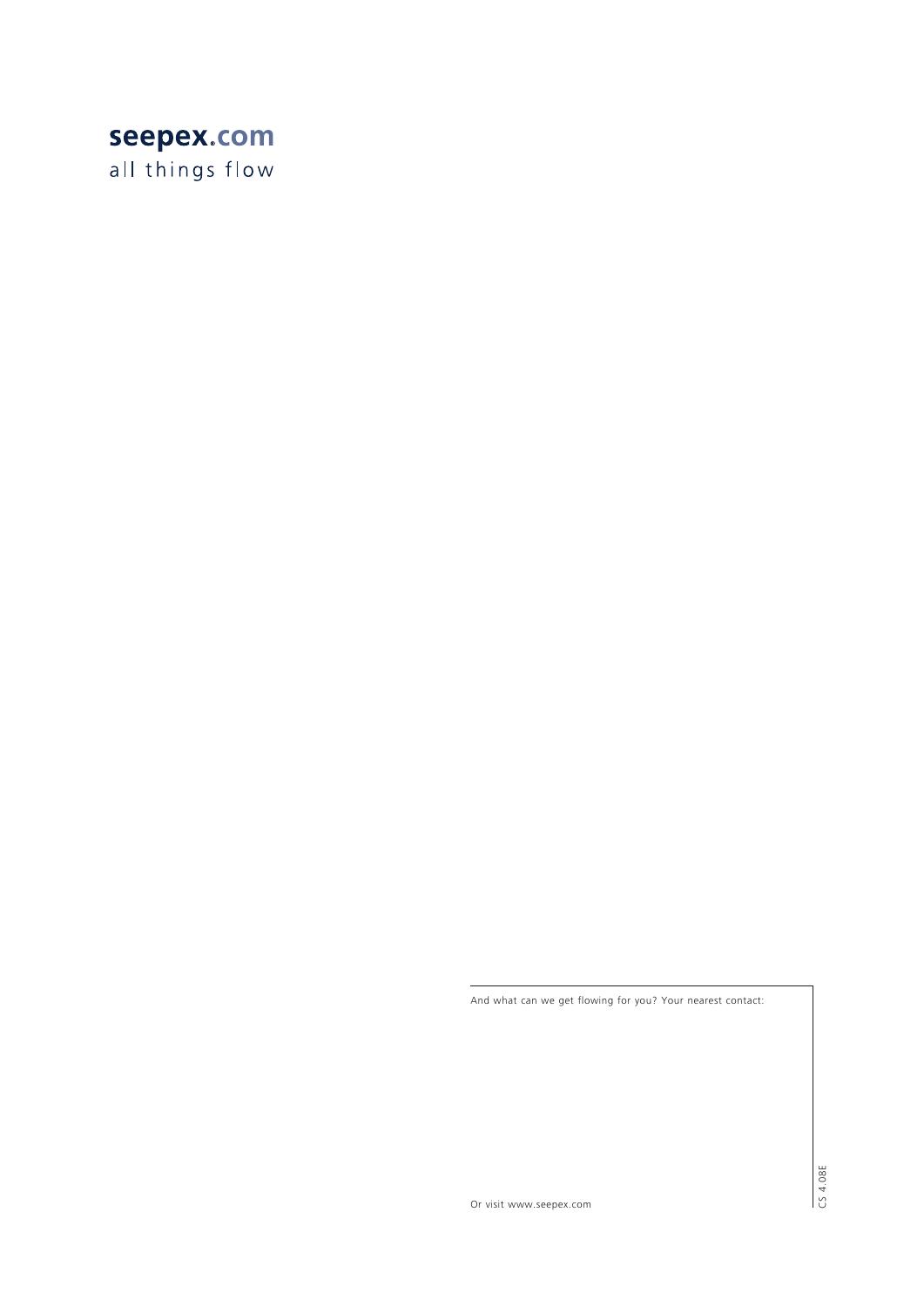**seepex.com**
all things flow

And what can we get flowing for you? Your nearest contact:

Or visit www.seepex.com

CS 4.08E